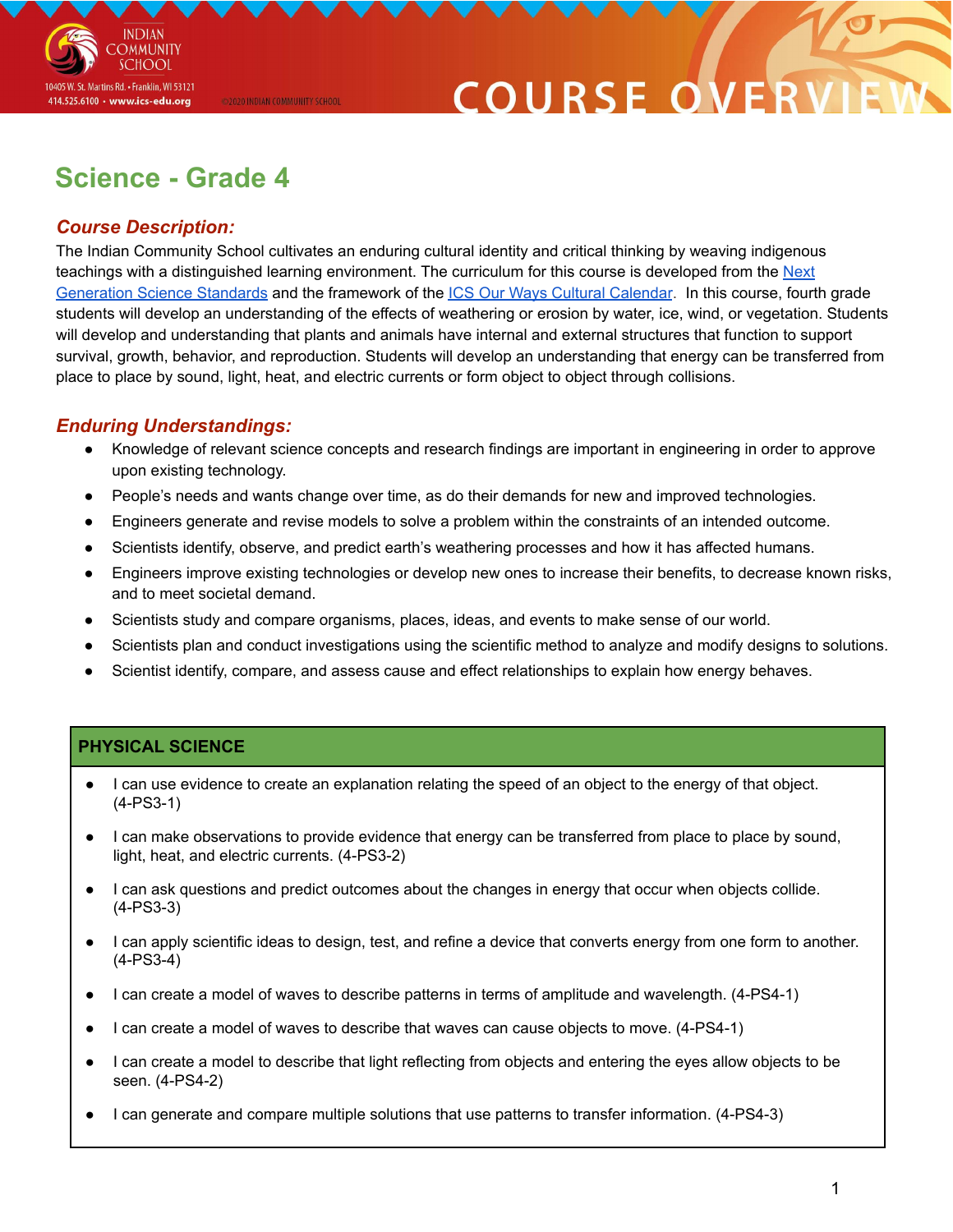INDIAN COMMUNITY SCHOOL
10405 W. St. Martins Rd. • Franklin, WI 53121
414.525.6100 • www.ics-edu.org

©2020 INDIAN COMMUNITY SCHOOL

# COURSE OVERVIEW

## Science - Grade 4

### *Course Description:*

The Indian Community School cultivates an enduring cultural identity and critical thinking by weaving indigenous teachings with a distinguished learning environment. The curriculum for this course is developed from the Next Generation Science Standards and the framework of the ICS Our Ways Cultural Calendar. In this course, fourth grade students will develop an understanding of the effects of weathering or erosion by water, ice, wind, or vegetation. Students will develop and understanding that plants and animals have internal and external structures that function to support survival, growth, behavior, and reproduction. Students will develop an understanding that energy can be transferred from place to place by sound, light, heat, and electric currents or form object to object through collisions.

### *Enduring Understandings:*

- Knowledge of relevant science concepts and research findings are important in engineering in order to approve upon existing technology.
- People's needs and wants change over time, as do their demands for new and improved technologies.
- Engineers generate and revise models to solve a problem within the constraints of an intended outcome.
- Scientists identify, observe, and predict earth's weathering processes and how it has affected humans.
- Engineers improve existing technologies or develop new ones to increase their benefits, to decrease known risks, and to meet societal demand.
- Scientists study and compare organisms, places, ideas, and events to make sense of our world.
- Scientists plan and conduct investigations using the scientific method to analyze and modify designs to solutions.
- Scientist identify, compare, and assess cause and effect relationships to explain how energy behaves.

| PHYSICAL SCIENCE |
|---|
| • I can use evidence to create an explanation relating the speed of an object to the energy of that object. (4-PS3-1) |
| • I can make observations to provide evidence that energy can be transferred from place to place by sound, light, heat, and electric currents. (4-PS3-2) |
| • I can ask questions and predict outcomes about the changes in energy that occur when objects collide. (4-PS3-3) |
| • I can apply scientific ideas to design, test, and refine a device that converts energy from one form to another. (4-PS3-4) |
| • I can create a model of waves to describe patterns in terms of amplitude and wavelength. (4-PS4-1) |
| • I can create a model of waves to describe that waves can cause objects to move. (4-PS4-1) |
| • I can create a model to describe that light reflecting from objects and entering the eyes allow objects to be seen. (4-PS4-2) |
| • I can generate and compare multiple solutions that use patterns to transfer information. (4-PS4-3) |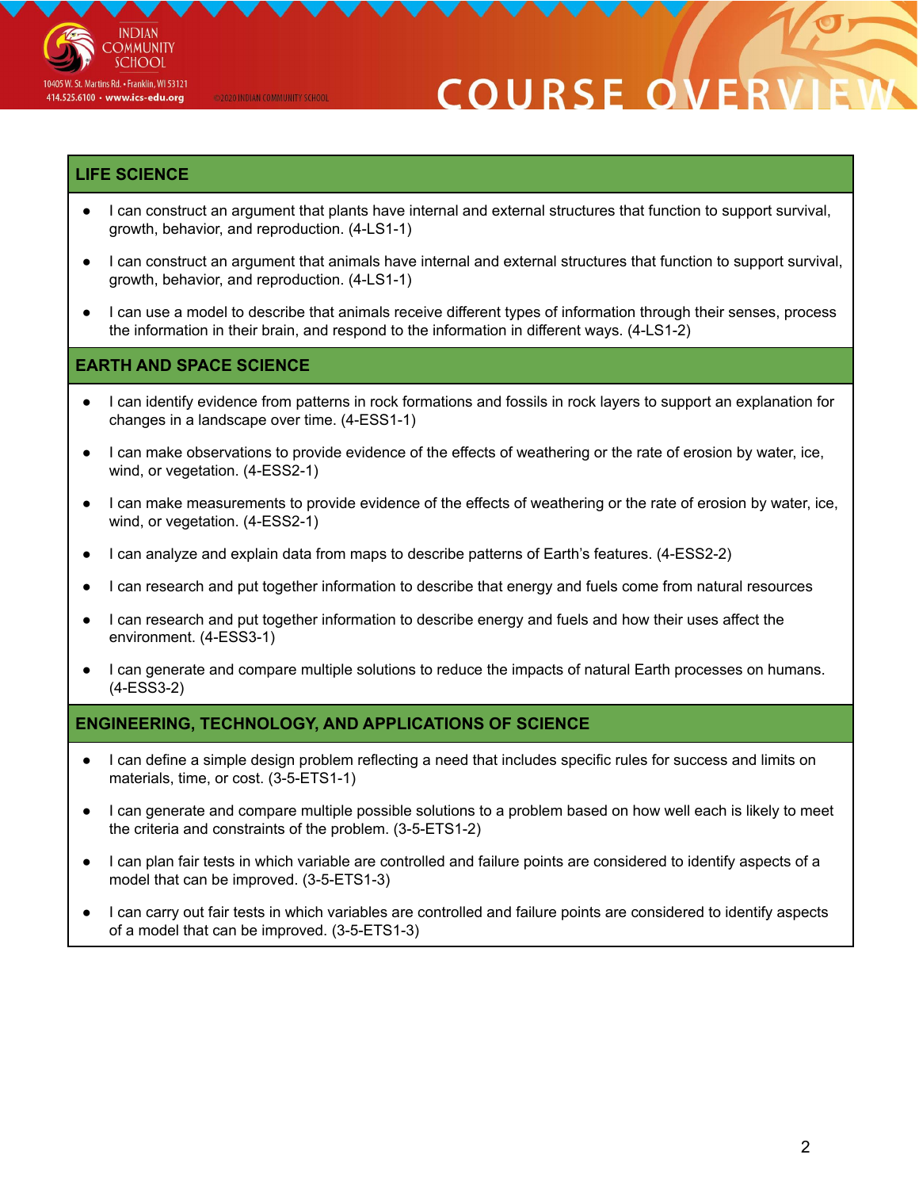## LIFE SCIENCE

- I can construct an argument that plants have internal and external structures that function to support survival, growth, behavior, and reproduction. (4-LS1-1)
- I can construct an argument that animals have internal and external structures that function to support survival, growth, behavior, and reproduction. (4-LS1-1)
- I can use a model to describe that animals receive different types of information through their senses, process the information in their brain, and respond to the information in different ways. (4-LS1-2)

## EARTH AND SPACE SCIENCE

- I can identify evidence from patterns in rock formations and fossils in rock layers to support an explanation for changes in a landscape over time. (4-ESS1-1)
- I can make observations to provide evidence of the effects of weathering or the rate of erosion by water, ice, wind, or vegetation. (4-ESS2-1)
- I can make measurements to provide evidence of the effects of weathering or the rate of erosion by water, ice, wind, or vegetation. (4-ESS2-1)
- I can analyze and explain data from maps to describe patterns of Earth's features. (4-ESS2-2)
- I can research and put together information to describe that energy and fuels come from natural resources
- I can research and put together information to describe energy and fuels and how their uses affect the environment. (4-ESS3-1)
- I can generate and compare multiple solutions to reduce the impacts of natural Earth processes on humans. (4-ESS3-2)

## ENGINEERING, TECHNOLOGY, AND APPLICATIONS OF SCIENCE

- I can define a simple design problem reflecting a need that includes specific rules for success and limits on materials, time, or cost. (3-5-ETS1-1)
- I can generate and compare multiple possible solutions to a problem based on how well each is likely to meet the criteria and constraints of the problem. (3-5-ETS1-2)
- I can plan fair tests in which variable are controlled and failure points are considered to identify aspects of a model that can be improved. (3-5-ETS1-3)
- I can carry out fair tests in which variables are controlled and failure points are considered to identify aspects of a model that can be improved. (3-5-ETS1-3)